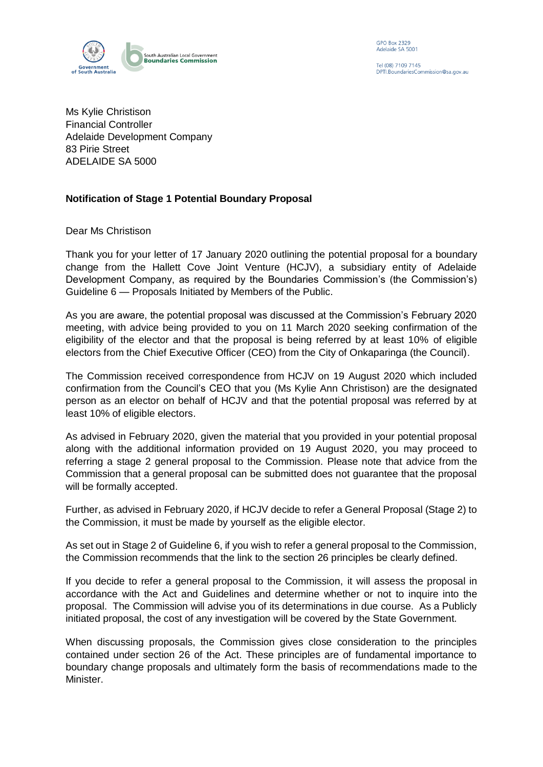South Australian Local Government **Boundaries Commission**

GPO Box 2329
Adelaide SA 5001

Tel (08) 7109 7145
DPTI.BoundariesCommission@sa.gov.au

Ms Kylie Christison
Financial Controller
Adelaide Development Company
83 Pirie Street
ADELAIDE SA 5000

**Notification of Stage 1 Potential Boundary Proposal**

Dear Ms Christison

Thank you for your letter of 17 January 2020 outlining the potential proposal for a boundary change from the Hallett Cove Joint Venture (HCJV), a subsidiary entity of Adelaide Development Company, as required by the Boundaries Commission's (the Commission's) Guideline 6 — Proposals Initiated by Members of the Public.

As you are aware, the potential proposal was discussed at the Commission's February 2020 meeting, with advice being provided to you on 11 March 2020 seeking confirmation of the eligibility of the elector and that the proposal is being referred by at least 10% of eligible electors from the Chief Executive Officer (CEO) from the City of Onkaparinga (the Council).

The Commission received correspondence from HCJV on 19 August 2020 which included confirmation from the Council's CEO that you (Ms Kylie Ann Christison) are the designated person as an elector on behalf of HCJV and that the potential proposal was referred by at least 10% of eligible electors.

As advised in February 2020, given the material that you provided in your potential proposal along with the additional information provided on 19 August 2020, you may proceed to referring a stage 2 general proposal to the Commission. Please note that advice from the Commission that a general proposal can be submitted does not guarantee that the proposal will be formally accepted.

Further, as advised in February 2020, if HCJV decide to refer a General Proposal (Stage 2) to the Commission, it must be made by yourself as the eligible elector.

As set out in Stage 2 of Guideline 6, if you wish to refer a general proposal to the Commission, the Commission recommends that the link to the section 26 principles be clearly defined.

If you decide to refer a general proposal to the Commission, it will assess the proposal in accordance with the Act and Guidelines and determine whether or not to inquire into the proposal. The Commission will advise you of its determinations in due course. As a Publicly initiated proposal, the cost of any investigation will be covered by the State Government.

When discussing proposals, the Commission gives close consideration to the principles contained under section 26 of the Act. These principles are of fundamental importance to boundary change proposals and ultimately form the basis of recommendations made to the Minister.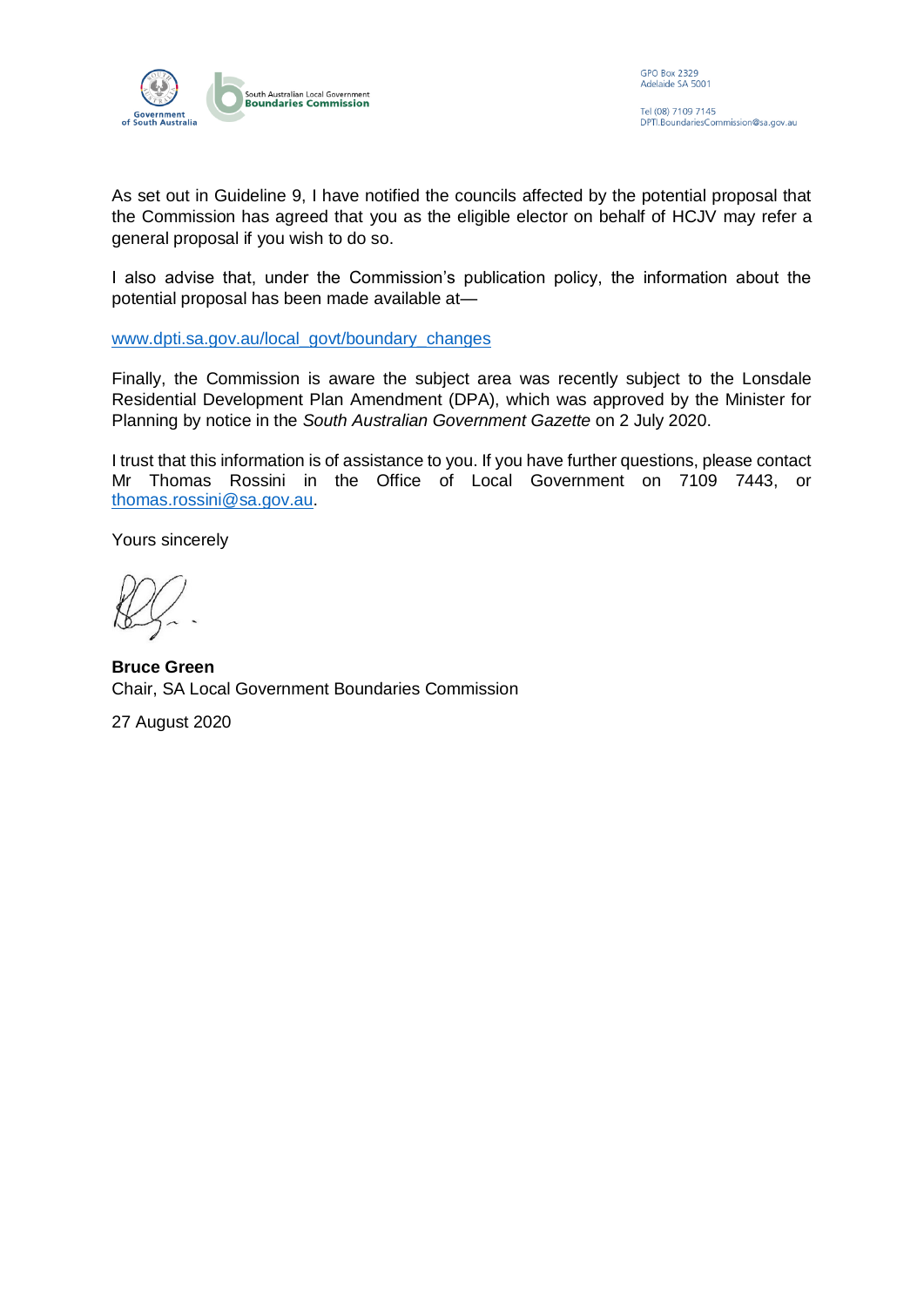As set out in Guideline 9, I have notified the councils affected by the potential proposal that the Commission has agreed that you as the eligible elector on behalf of HCJV may refer a general proposal if you wish to do so.

I also advise that, under the Commission's publication policy, the information about the potential proposal has been made available at—

www.dpti.sa.gov.au/local_govt/boundary_changes

Finally, the Commission is aware the subject area was recently subject to the Lonsdale Residential Development Plan Amendment (DPA), which was approved by the Minister for Planning by notice in the *South Australian Government Gazette* on 2 July 2020.

I trust that this information is of assistance to you. If you have further questions, please contact Mr Thomas Rossini in the Office of Local Government on 7109 7443, or thomas.rossini@sa.gov.au.

Yours sincerely

**Bruce Green**
Chair, SA Local Government Boundaries Commission

27 August 2020